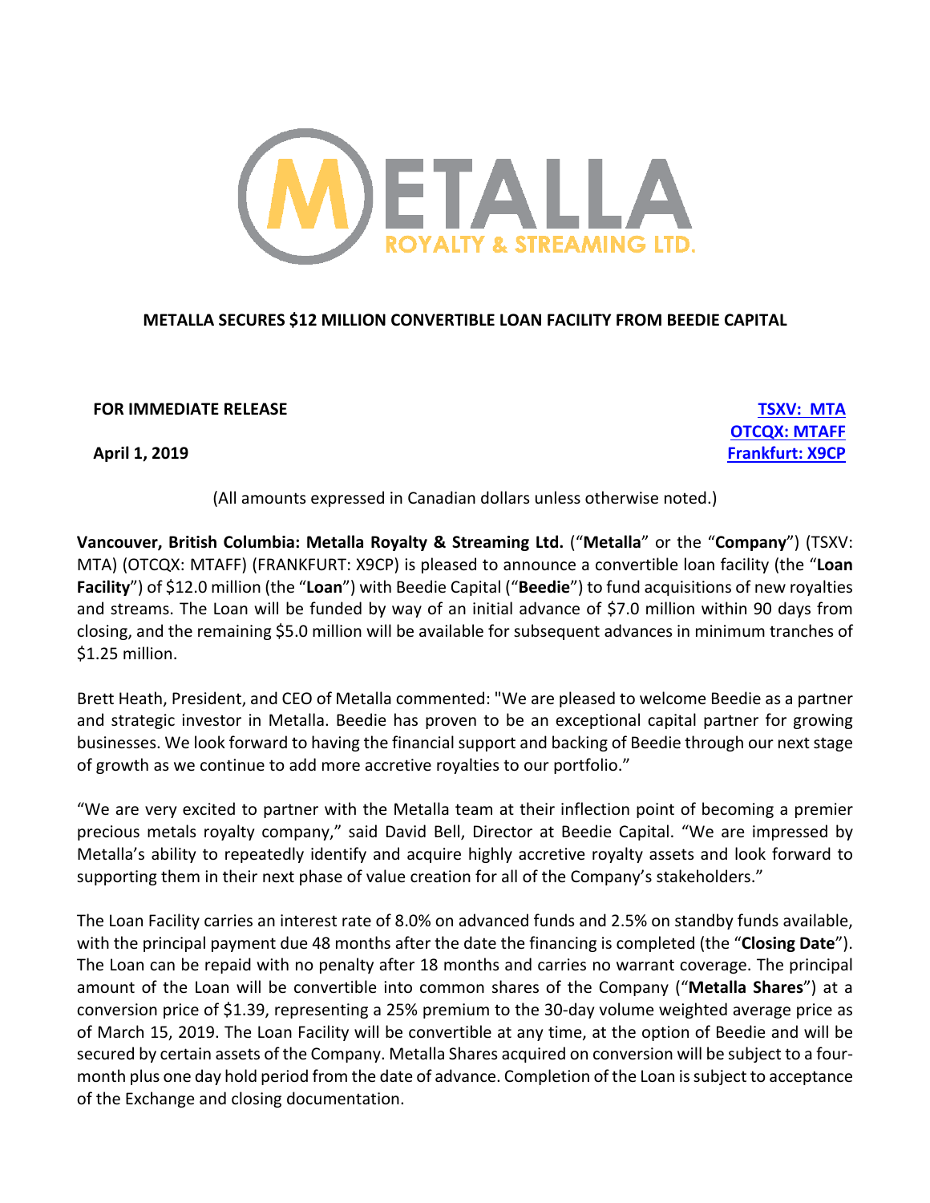# METALLA SECURES $12 MILLION CONVERTIBLE LOAN FACILITY FROM BEEDIE CAPITAL

**FOR IMMEDIATE RELEASE**

**April 1, 2019**

**TSXV: MTA**
**OTCQX: MTAFF**
**Frankfurt: X9CP**

(All amounts expressed in Canadian dollars unless otherwise noted.)

**Vancouver, British Columbia: Metalla Royalty & Streaming Ltd.** ("**Metalla**" or the "**Company**") (TSXV: MTA) (OTCQX: MTAFF) (FRANKFURT: X9CP) is pleased to announce a convertible loan facility (the "**Loan Facility**") of $12.0 million (the "**Loan**") with Beedie Capital ("**Beedie**") to fund acquisitions of new royalties and streams. The Loan will be funded by way of an initial advance of $7.0 million within 90 days from closing, and the remaining $5.0 million will be available for subsequent advances in minimum tranches of $1.25 million.

Brett Heath, President, and CEO of Metalla commented: "We are pleased to welcome Beedie as a partner and strategic investor in Metalla. Beedie has proven to be an exceptional capital partner for growing businesses. We look forward to having the financial support and backing of Beedie through our next stage of growth as we continue to add more accretive royalties to our portfolio."

"We are very excited to partner with the Metalla team at their inflection point of becoming a premier precious metals royalty company," said David Bell, Director at Beedie Capital. "We are impressed by Metalla's ability to repeatedly identify and acquire highly accretive royalty assets and look forward to supporting them in their next phase of value creation for all of the Company's stakeholders."

The Loan Facility carries an interest rate of 8.0% on advanced funds and 2.5% on standby funds available, with the principal payment due 48 months after the date the financing is completed (the "**Closing Date**"). The Loan can be repaid with no penalty after 18 months and carries no warrant coverage. The principal amount of the Loan will be convertible into common shares of the Company ("**Metalla Shares**") at a conversion price of $1.39, representing a 25% premium to the 30-day volume weighted average price as of March 15, 2019. The Loan Facility will be convertible at any time, at the option of Beedie and will be secured by certain assets of the Company. Metalla Shares acquired on conversion will be subject to a four-month plus one day hold period from the date of advance. Completion of the Loan is subject to acceptance of the Exchange and closing documentation.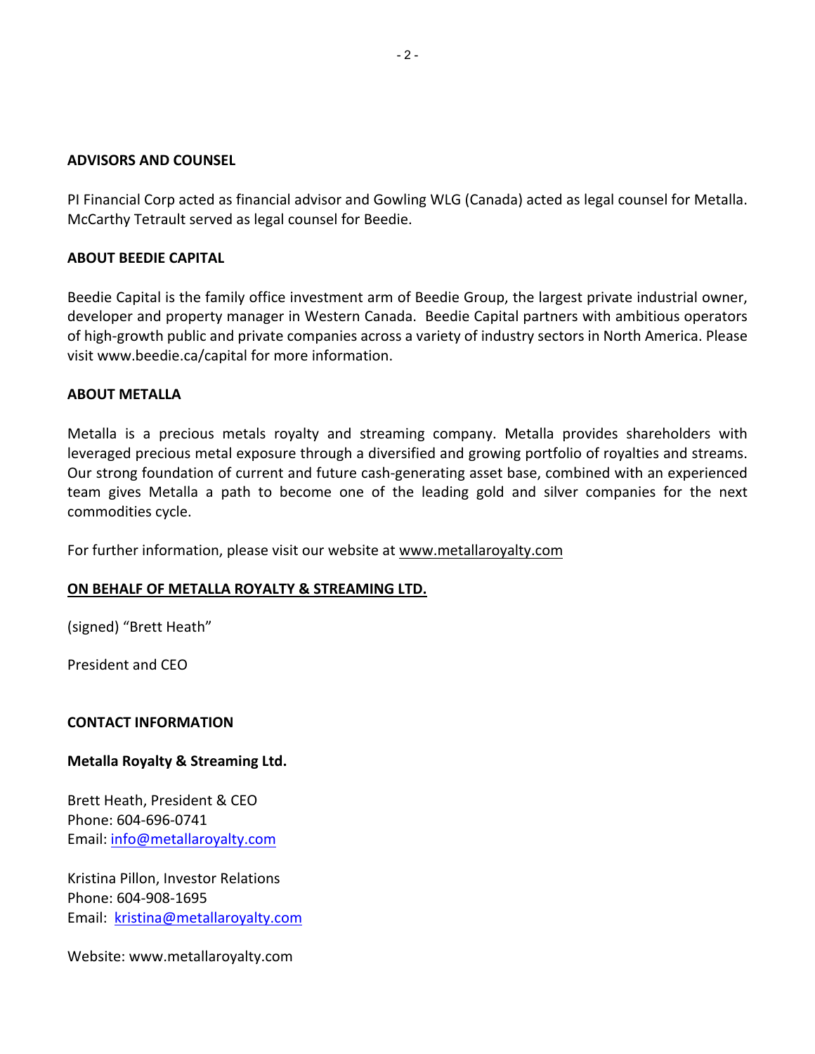## ADVISORS AND COUNSEL

PI Financial Corp acted as financial advisor and Gowling WLG (Canada) acted as legal counsel for Metalla. McCarthy Tetrault served as legal counsel for Beedie.

## ABOUT BEEDIE CAPITAL

Beedie Capital is the family office investment arm of Beedie Group, the largest private industrial owner, developer and property manager in Western Canada. Beedie Capital partners with ambitious operators of high-growth public and private companies across a variety of industry sectors in North America. Please visit www.beedie.ca/capital for more information.

## ABOUT METALLA

Metalla is a precious metals royalty and streaming company. Metalla provides shareholders with leveraged precious metal exposure through a diversified and growing portfolio of royalties and streams. Our strong foundation of current and future cash-generating asset base, combined with an experienced team gives Metalla a path to become one of the leading gold and silver companies for the next commodities cycle.

For further information, please visit our website at www.metallaroyalty.com

**ON BEHALF OF METALLA ROYALTY & STREAMING LTD.**

(signed) "Brett Heath"

President and CEO

## CONTACT INFORMATION

**Metalla Royalty & Streaming Ltd.**

Brett Heath, President & CEO
Phone: 604-696-0741
Email: info@metallaroyalty.com

Kristina Pillon, Investor Relations
Phone: 604-908-1695
Email: kristina@metallaroyalty.com

Website: www.metallaroyalty.com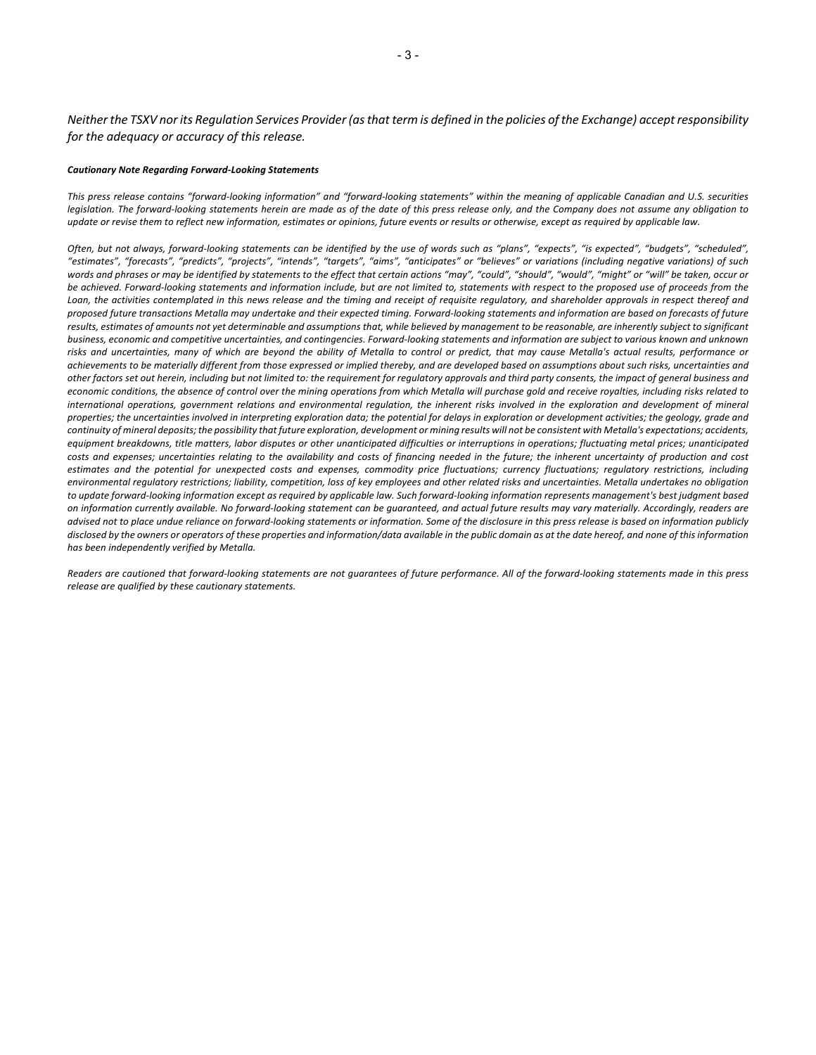*Neither the TSXV nor its Regulation Services Provider (as that term is defined in the policies of the Exchange) accept responsibility for the adequacy or accuracy of this release.*

***Cautionary Note Regarding Forward-Looking Statements***

*This press release contains "forward-looking information" and "forward-looking statements" within the meaning of applicable Canadian and U.S. securities legislation. The forward-looking statements herein are made as of the date of this press release only, and the Company does not assume any obligation to update or revise them to reflect new information, estimates or opinions, future events or results or otherwise, except as required by applicable law.*

*Often, but not always, forward-looking statements can be identified by the use of words such as "plans", "expects", "is expected", "budgets", "scheduled", "estimates", "forecasts", "predicts", "projects", "intends", "targets", "aims", "anticipates" or "believes" or variations (including negative variations) of such words and phrases or may be identified by statements to the effect that certain actions "may", "could", "should", "would", "might" or "will" be taken, occur or be achieved. Forward-looking statements and information include, but are not limited to, statements with respect to the proposed use of proceeds from the Loan, the activities contemplated in this news release and the timing and receipt of requisite regulatory, and shareholder approvals in respect thereof and proposed future transactions Metalla may undertake and their expected timing. Forward-looking statements and information are based on forecasts of future results, estimates of amounts not yet determinable and assumptions that, while believed by management to be reasonable, are inherently subject to significant business, economic and competitive uncertainties, and contingencies. Forward-looking statements and information are subject to various known and unknown risks and uncertainties, many of which are beyond the ability of Metalla to control or predict, that may cause Metalla's actual results, performance or achievements to be materially different from those expressed or implied thereby, and are developed based on assumptions about such risks, uncertainties and other factors set out herein, including but not limited to: the requirement for regulatory approvals and third party consents, the impact of general business and economic conditions, the absence of control over the mining operations from which Metalla will purchase gold and receive royalties, including risks related to international operations, government relations and environmental regulation, the inherent risks involved in the exploration and development of mineral properties; the uncertainties involved in interpreting exploration data; the potential for delays in exploration or development activities; the geology, grade and continuity of mineral deposits; the possibility that future exploration, development or mining results will not be consistent with Metalla's expectations; accidents, equipment breakdowns, title matters, labor disputes or other unanticipated difficulties or interruptions in operations; fluctuating metal prices; unanticipated costs and expenses; uncertainties relating to the availability and costs of financing needed in the future; the inherent uncertainty of production and cost estimates and the potential for unexpected costs and expenses, commodity price fluctuations; currency fluctuations; regulatory restrictions, including environmental regulatory restrictions; liability, competition, loss of key employees and other related risks and uncertainties. Metalla undertakes no obligation to update forward-looking information except as required by applicable law. Such forward-looking information represents management's best judgment based on information currently available. No forward-looking statement can be guaranteed, and actual future results may vary materially. Accordingly, readers are advised not to place undue reliance on forward-looking statements or information. Some of the disclosure in this press release is based on information publicly disclosed by the owners or operators of these properties and information/data available in the public domain as at the date hereof, and none of this information has been independently verified by Metalla.*

*Readers are cautioned that forward-looking statements are not guarantees of future performance. All of the forward-looking statements made in this press release are qualified by these cautionary statements.*